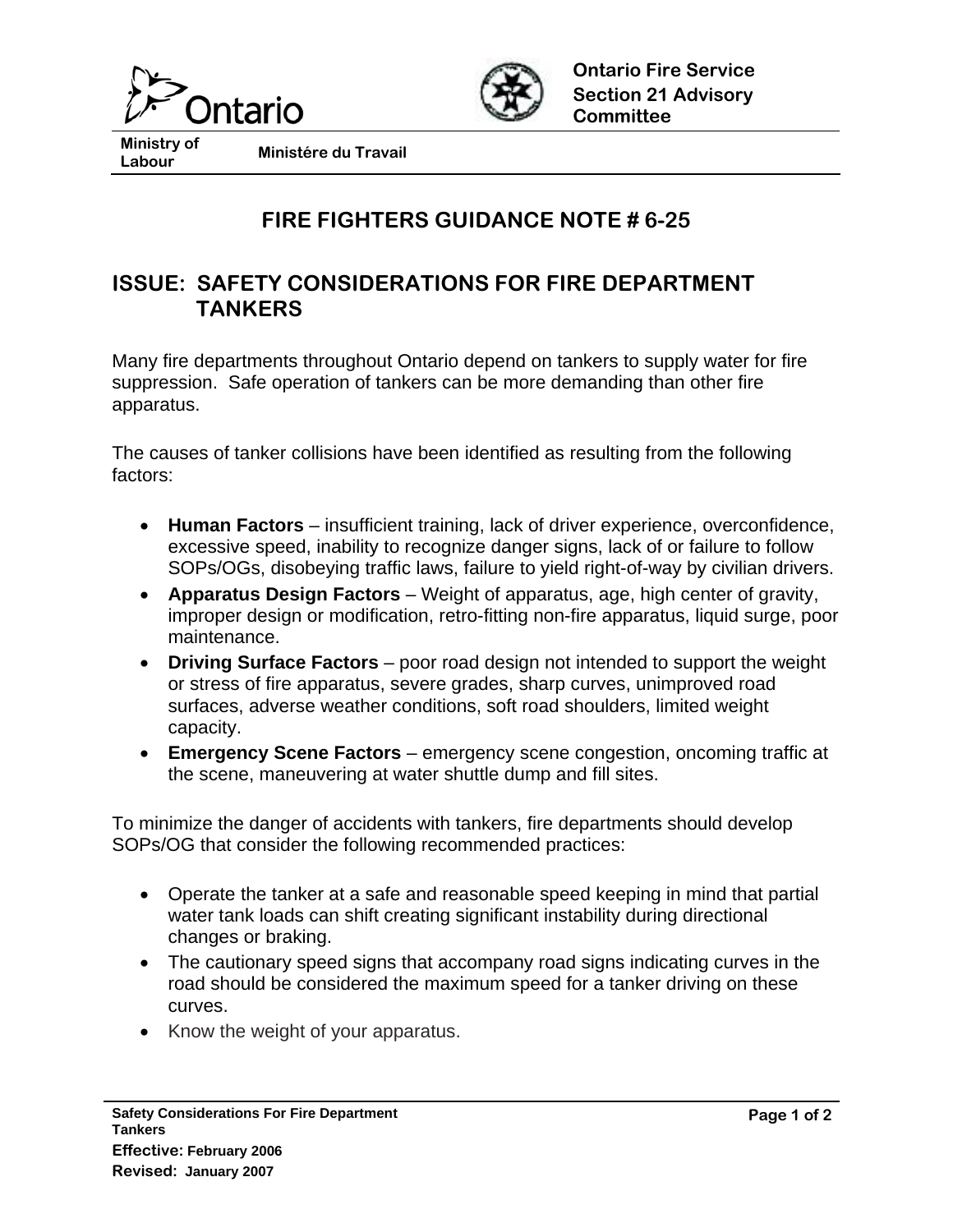Ontario

Ministry of Labour — Ministére du Travail

Ontario Fire Service Section 21 Advisory Committee

# FIRE FIGHTERS GUIDANCE NOTE # 6-25

## ISSUE: SAFETY CONSIDERATIONS FOR FIRE DEPARTMENT TANKERS

Many fire departments throughout Ontario depend on tankers to supply water for fire suppression. Safe operation of tankers can be more demanding than other fire apparatus.

The causes of tanker collisions have been identified as resulting from the following factors:

- **Human Factors** – insufficient training, lack of driver experience, overconfidence, excessive speed, inability to recognize danger signs, lack of or failure to follow SOPs/OGs, disobeying traffic laws, failure to yield right-of-way by civilian drivers.
- **Apparatus Design Factors** – Weight of apparatus, age, high center of gravity, improper design or modification, retro-fitting non-fire apparatus, liquid surge, poor maintenance.
- **Driving Surface Factors** – poor road design not intended to support the weight or stress of fire apparatus, severe grades, sharp curves, unimproved road surfaces, adverse weather conditions, soft road shoulders, limited weight capacity.
- **Emergency Scene Factors** – emergency scene congestion, oncoming traffic at the scene, maneuvering at water shuttle dump and fill sites.

To minimize the danger of accidents with tankers, fire departments should develop SOPs/OG that consider the following recommended practices:

- Operate the tanker at a safe and reasonable speed keeping in mind that partial water tank loads can shift creating significant instability during directional changes or braking.
- The cautionary speed signs that accompany road signs indicating curves in the road should be considered the maximum speed for a tanker driving on these curves.
- Know the weight of your apparatus.

Safety Considerations For Fire Department Tankers
**Effective:** February 2006
**Revised:** January 2007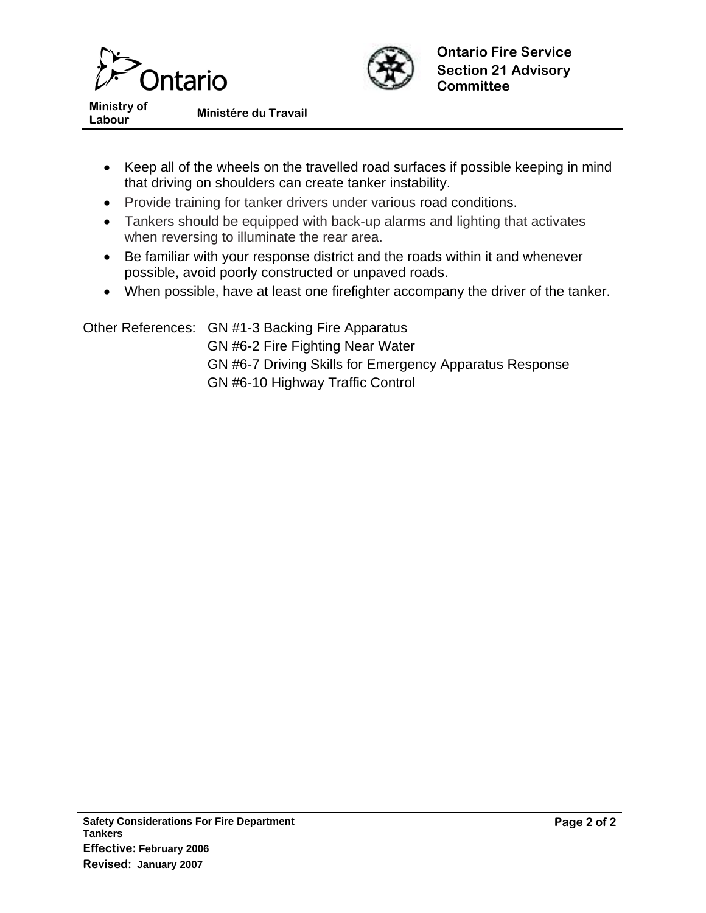- Keep all of the wheels on the travelled road surfaces if possible keeping in mind that driving on shoulders can create tanker instability.
- Provide training for tanker drivers under various road conditions.
- Tankers should be equipped with back-up alarms and lighting that activates when reversing to illuminate the rear area.
- Be familiar with your response district and the roads within it and whenever possible, avoid poorly constructed or unpaved roads.
- When possible, have at least one firefighter accompany the driver of the tanker.

Other References: GN #1-3 Backing Fire Apparatus
GN #6-2 Fire Fighting Near Water
GN #6-7 Driving Skills for Emergency Apparatus Response
GN #6-10 Highway Traffic Control